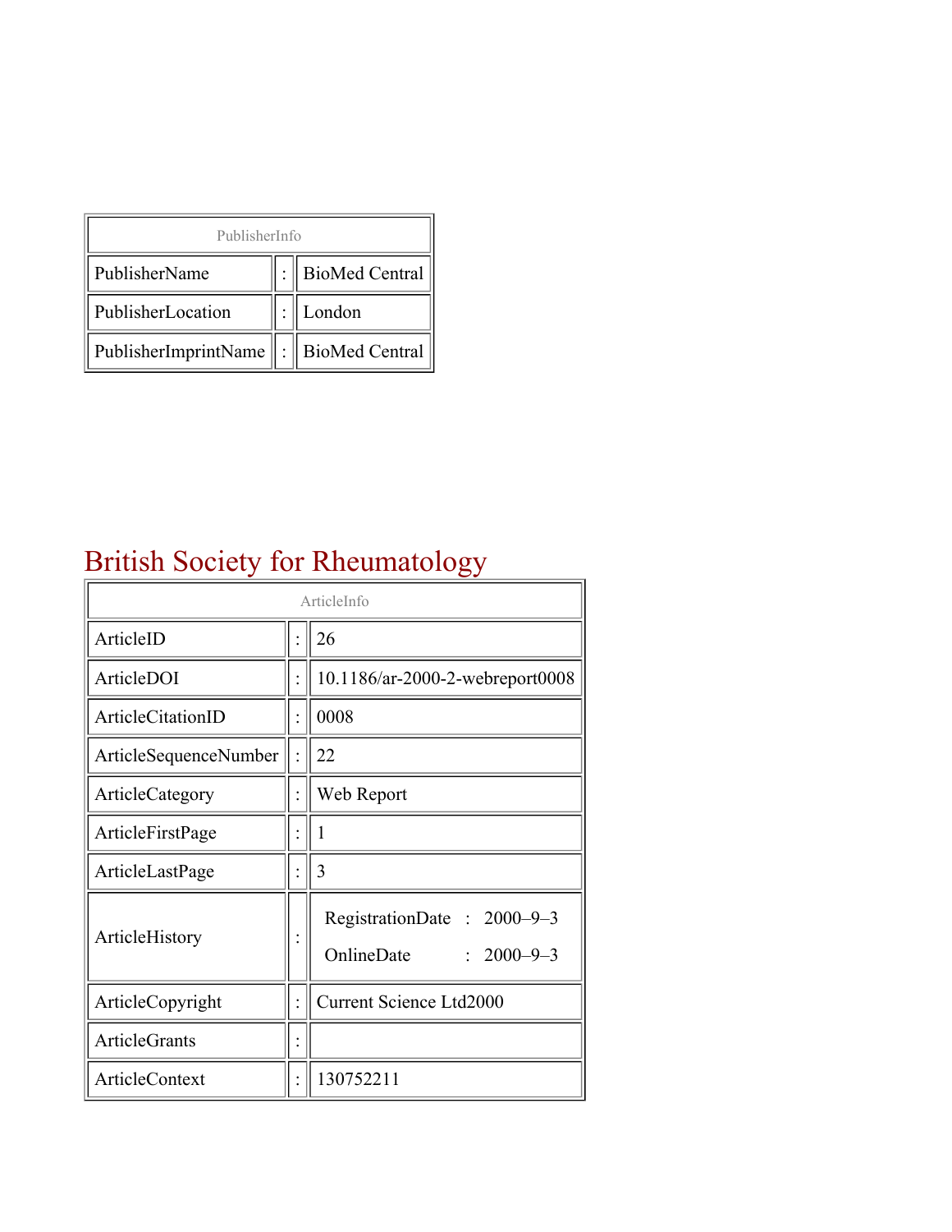| PublisherInfo | | |
|---|---|---|
| PublisherName | : | BioMed Central |
| PublisherLocation | : | London |
| PublisherImprintName | : | BioMed Central |

# British Society for Rheumatology

| ArticleInfo | | |
|---|---|---|
| ArticleID | : | 26 |
| ArticleDOI | : | 10.1186/ar-2000-2-webreport0008 |
| ArticleCitationID | : | 0008 |
| ArticleSequenceNumber | : | 22 |
| ArticleCategory | : | Web Report |
| ArticleFirstPage | : | 1 |
| ArticleLastPage | : | 3 |
| ArticleHistory | : | RegistrationDate : 2000–9–3<br>OnlineDate : 2000–9–3 |
| ArticleCopyright | : | Current Science Ltd2000 |
| ArticleGrants | : | |
| ArticleContext | : | 130752211 |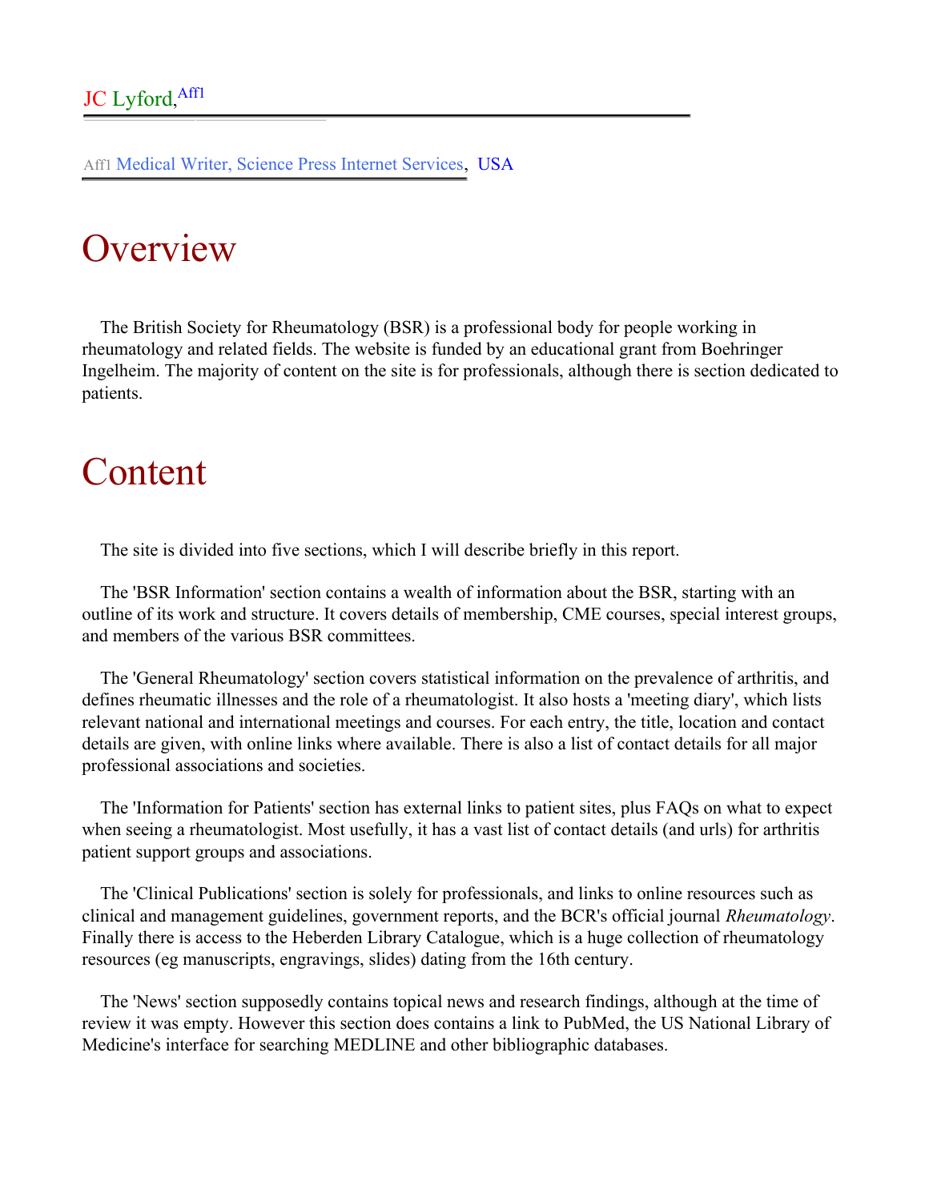JC Lyford,[Aff1]

Aff1 Medical Writer, Science Press Internet Services, USA

# Overview

The British Society for Rheumatology (BSR) is a professional body for people working in rheumatology and related fields. The website is funded by an educational grant from Boehringer Ingelheim. The majority of content on the site is for professionals, although there is section dedicated to patients.

# Content

The site is divided into five sections, which I will describe briefly in this report.

The 'BSR Information' section contains a wealth of information about the BSR, starting with an outline of its work and structure. It covers details of membership, CME courses, special interest groups, and members of the various BSR committees.

The 'General Rheumatology' section covers statistical information on the prevalence of arthritis, and defines rheumatic illnesses and the role of a rheumatologist. It also hosts a 'meeting diary', which lists relevant national and international meetings and courses. For each entry, the title, location and contact details are given, with online links where available. There is also a list of contact details for all major professional associations and societies.

The 'Information for Patients' section has external links to patient sites, plus FAQs on what to expect when seeing a rheumatologist. Most usefully, it has a vast list of contact details (and urls) for arthritis patient support groups and associations.

The 'Clinical Publications' section is solely for professionals, and links to online resources such as clinical and management guidelines, government reports, and the BCR's official journal *Rheumatology*. Finally there is access to the Heberden Library Catalogue, which is a huge collection of rheumatology resources (eg manuscripts, engravings, slides) dating from the 16th century.

The 'News' section supposedly contains topical news and research findings, although at the time of review it was empty. However this section does contains a link to PubMed, the US National Library of Medicine's interface for searching MEDLINE and other bibliographic databases.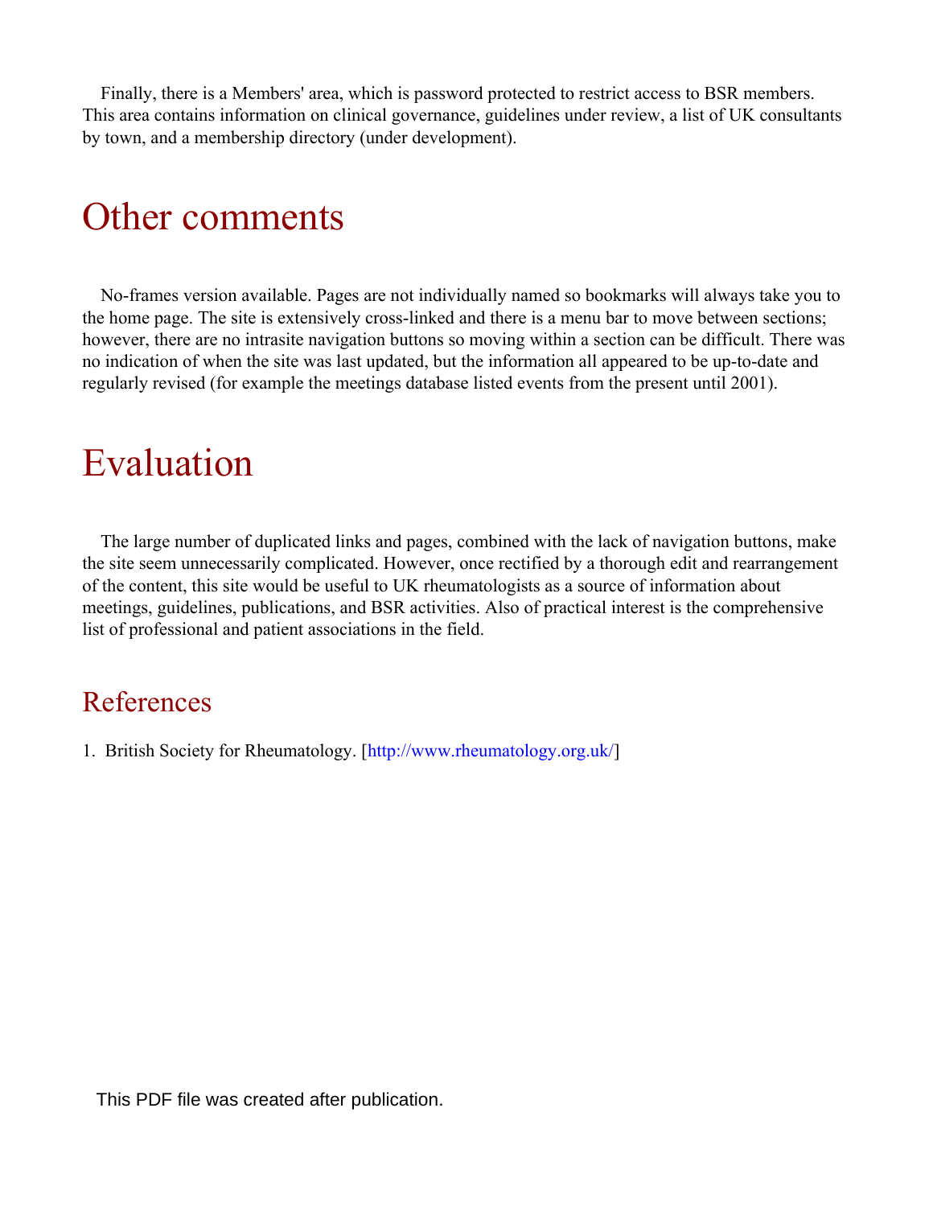Finally, there is a Members' area, which is password protected to restrict access to BSR members. This area contains information on clinical governance, guidelines under review, a list of UK consultants by town, and a membership directory (under development).

# Other comments

No-frames version available. Pages are not individually named so bookmarks will always take you to the home page. The site is extensively cross-linked and there is a menu bar to move between sections; however, there are no intrasite navigation buttons so moving within a section can be difficult. There was no indication of when the site was last updated, but the information all appeared to be up-to-date and regularly revised (for example the meetings database listed events from the present until 2001).

# Evaluation

The large number of duplicated links and pages, combined with the lack of navigation buttons, make the site seem unnecessarily complicated. However, once rectified by a thorough edit and rearrangement of the content, this site would be useful to UK rheumatologists as a source of information about meetings, guidelines, publications, and BSR activities. Also of practical interest is the comprehensive list of professional and patient associations in the field.

## References

1. British Society for Rheumatology. [http://www.rheumatology.org.uk/]

This PDF file was created after publication.